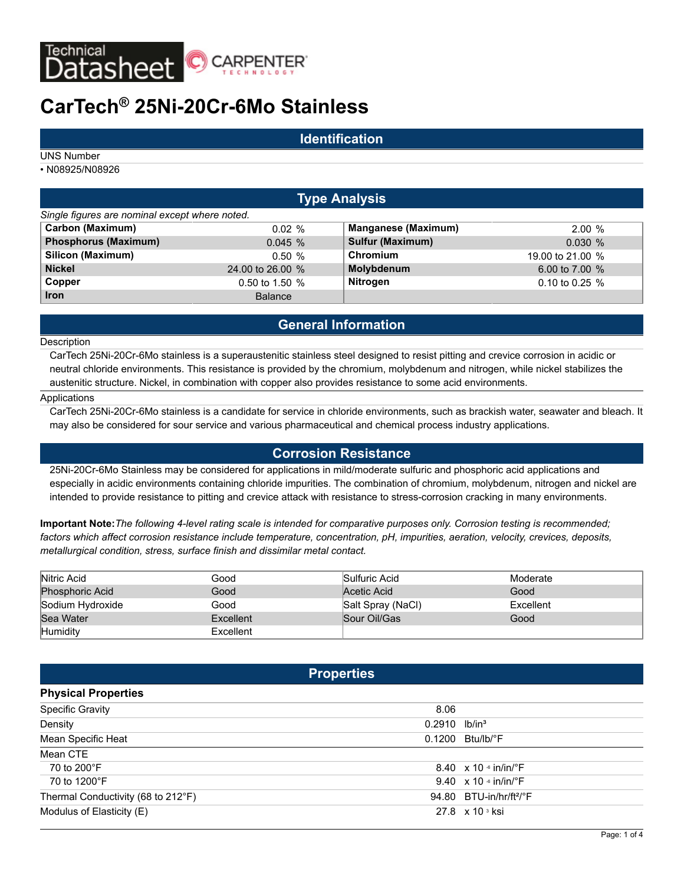Technical Datasheet — CARPENTER TECHNOLOGY

# CarTech® 25Ni-20Cr-6Mo Stainless

## Identification

UNS Number

- N08925/N08926

## Type Analysis

*Single figures are nominal except where noted.*

| | | | |
|---|---|---|---|
| **Carbon (Maximum)** | 0.02 % | **Manganese (Maximum)** | 2.00 % |
| **Phosphorus (Maximum)** | 0.045 % | **Sulfur (Maximum)** | 0.030 % |
| **Silicon (Maximum)** | 0.50 % | **Chromium** | 19.00 to 21.00 % |
| **Nickel** | 24.00 to 26.00 % | **Molybdenum** | 6.00 to 7.00 % |
| **Copper** | 0.50 to 1.50 % | **Nitrogen** | 0.10 to 0.25 % |
| **Iron** | Balance | | |

## General Information

Description

CarTech 25Ni-20Cr-6Mo stainless is a superaustenitic stainless steel designed to resist pitting and crevice corrosion in acidic or neutral chloride environments. This resistance is provided by the chromium, molybdenum and nitrogen, while nickel stabilizes the austenitic structure. Nickel, in combination with copper also provides resistance to some acid environments.

Applications

CarTech 25Ni-20Cr-6Mo stainless is a candidate for service in chloride environments, such as brackish water, seawater and bleach. It may also be considered for sour service and various pharmaceutical and chemical process industry applications.

## Corrosion Resistance

25Ni-20Cr-6Mo Stainless may be considered for applications in mild/moderate sulfuric and phosphoric acid applications and especially in acidic environments containing chloride impurities. The combination of chromium, molybdenum, nitrogen and nickel are intended to provide resistance to pitting and crevice attack with resistance to stress-corrosion cracking in many environments.

**Important Note:** *The following 4-level rating scale is intended for comparative purposes only. Corrosion testing is recommended; factors which affect corrosion resistance include temperature, concentration, pH, impurities, aeration, velocity, crevices, deposits, metallurgical condition, stress, surface finish and dissimilar metal contact.*

| | | | |
|---|---|---|---|
| Nitric Acid | Good | Sulfuric Acid | Moderate |
| Phosphoric Acid | Good | Acetic Acid | Good |
| Sodium Hydroxide | Good | Salt Spray (NaCl) | Excellent |
| Sea Water | Excellent | Sour Oil/Gas | Good |
| Humidity | Excellent | | |

## Properties

### Physical Properties

| Property | Value | Unit |
|---|---|---|
| Specific Gravity | 8.06 | |
| Density | 0.2910 | lb/in³ |
| Mean Specific Heat | 0.1200 | Btu/lb/°F |
| Mean CTE | | |
| 70 to 200°F | 8.40 | $\times 10^{-6}$ in/in/°F |
| 70 to 1200°F | 9.40 | $\times 10^{-6}$ in/in/°F |
| Thermal Conductivity (68 to 212°F) | 94.80 | BTU-in/hr/ft²/°F |
| Modulus of Elasticity (E) | 27.8 | $\times 10^{3}$ ksi |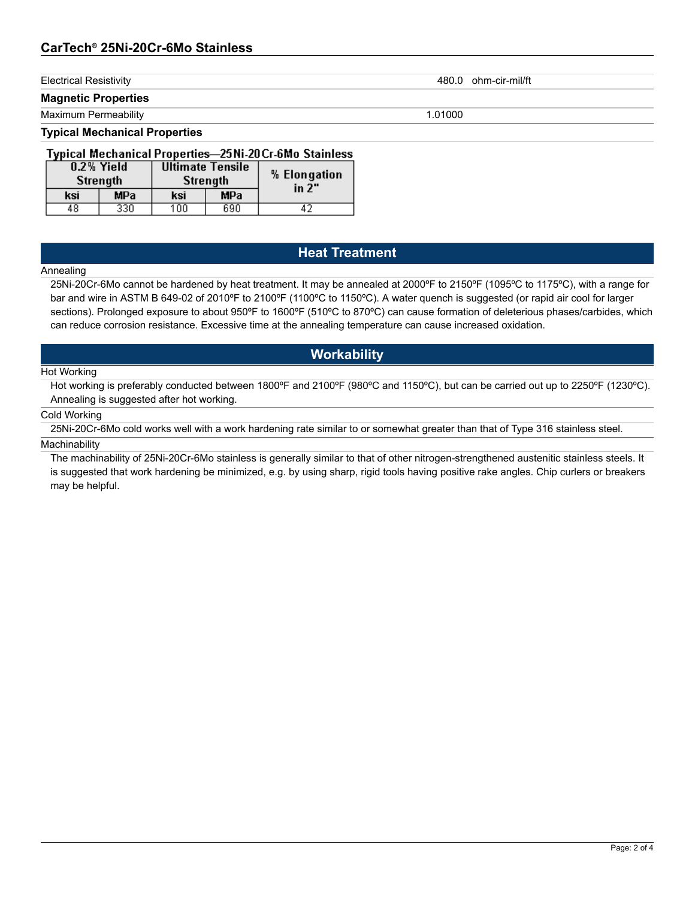| | |
|---|---|
| Electrical Resistivity | 480.0 ohm-cir-mil/ft |

**Magnetic Properties**

| | |
|---|---|
| Maximum Permeability | 1.01000 |

**Typical Mechanical Properties**

Typical Mechanical Properties—25Ni-20Cr-6Mo Stainless

| 0.2% Yield Strength | | Ultimate Tensile Strength | | % Elongation in 2" |
|---|---|---|---|---|
| ksi | MPa | ksi | MPa | |
| 48 | 330 | 100 | 690 | 42 |

## Heat Treatment

Annealing

25Ni-20Cr-6Mo cannot be hardened by heat treatment. It may be annealed at 2000ºF to 2150ºF (1095ºC to 1175ºC), with a range for bar and wire in ASTM B 649-02 of 2010ºF to 2100ºF (1100ºC to 1150ºC). A water quench is suggested (or rapid air cool for larger sections). Prolonged exposure to about 950ºF to 1600ºF (510ºC to 870ºC) can cause formation of deleterious phases/carbides, which can reduce corrosion resistance. Excessive time at the annealing temperature can cause increased oxidation.

## Workability

Hot Working

Hot working is preferably conducted between 1800ºF and 2100ºF (980ºC and 1150ºC), but can be carried out up to 2250ºF (1230ºC). Annealing is suggested after hot working.

Cold Working

25Ni-20Cr-6Mo cold works well with a work hardening rate similar to or somewhat greater than that of Type 316 stainless steel.

Machinability

The machinability of 25Ni-20Cr-6Mo stainless is generally similar to that of other nitrogen-strengthened austenitic stainless steels. It is suggested that work hardening be minimized, e.g. by using sharp, rigid tools having positive rake angles. Chip curlers or breakers may be helpful.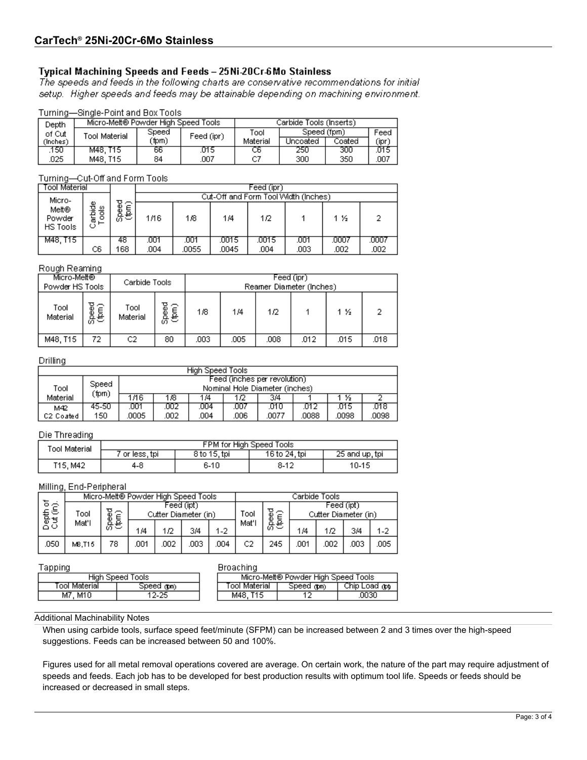## CarTech® 25Ni-20Cr-6Mo Stainless

### Typical Machining Speeds and Feeds – 25Ni-20Cr-6Mo Stainless

*The speeds and feeds in the following charts are conservative recommendations for initial setup. Higher speeds and feeds may be attainable depending on machining environment.*

Turning—Single-Point and Box Tools

| Depth of Cut (Inches) | Micro-Melt® Powder High Speed Tools | | | Carbide Tools (Inserts) | | | |
|---|---|---|---|---|---|---|---|
| | Tool Material | Speed (fpm) | Feed (ipr) | Tool Material | Speed (fpm) | | Feed (ipr) |
| | | | | | Uncoated | Coated | |
| .150 | M48, T15 | 66 | .015 | C6 | 250 | 300 | .015 |
| .025 | M48, T15 | 84 | .007 | C7 | 300 | 350 | .007 |

Turning—Cut-Off and Form Tools

| Tool Material | | Speed (fpm) | Feed (ipr) | | | | | | |
|---|---|---|---|---|---|---|---|---|---|
| | | | Cut-Off and Form Tool Width (Inches) | | | | | | |
| Micro-Melt® Powder HS Tools | Carbide Tools | | 1/16 | 1/8 | 1/4 | 1/2 | 1 | 1 ½ | 2 |
| M48, T15 | | 48 | .001 | .001 | .0015 | .0015 | .001 | .0007 | .0007 |
| | C6 | 168 | .004 | .0055 | .0045 | .004 | .003 | .002 | .002 |

Rough Reaming

| Micro-Melt® Powder HS Tools | | Carbide Tools | | Feed (ipr) Reamer Diameter (Inches) | | | | | |
|---|---|---|---|---|---|---|---|---|---|
| Tool Material | Speed (fpm) | Tool Material | Speed (fpm) | 1/8 | 1/4 | 1/2 | 1 | 1 ½ | 2 |
| M48, T15 | 72 | C2 | 80 | .003 | .005 | .008 | .012 | .015 | .018 |

Drilling

| High Speed Tools | | | | | | | | | |
|---|---|---|---|---|---|---|---|---|---|
| Tool Material | Speed (fpm) | Feed (inches per revolution) Nominal Hole Diameter (inches) | | | | | | | |
| | | 1/16 | 1/8 | 1/4 | 1/2 | 3/4 | 1 | 1 ½ | 2 |
| M42 | 45-50 | .001 | .002 | .004 | .007 | .010 | .012 | .015 | .018 |
| C2 Coated | 150 | .0005 | .002 | .004 | .006 | .0077 | .0088 | .0098 | .0098 |

Die Threading

| Tool Material | FPM for High Speed Tools | | | |
|---|---|---|---|---|
| | 7 or less, tpi | 8 to 15, tpi | 16 to 24, tpi | 25 and up, tpi |
| T15, M42 | 4-8 | 6-10 | 8-12 | 10-15 |

Milling, End-Peripheral

| Depth of Cut (in) | Micro-Melt® Powder High Speed Tools | | | | | | Carbide Tools | | | | | |
|---|---|---|---|---|---|---|---|---|---|---|---|---|
| | Tool Mat'l | Speed (fpm) | Feed (ipt) Cutter Diameter (in) | | | | Tool Mat'l | Speed (fpm) | Feed (ipt) Cutter Diameter (in) | | | |
| | | | 1/4 | 1/2 | 3/4 | 1-2 | | | 1/4 | 1/2 | 3/4 | 1-2 |
| .050 | M8,T15 | 78 | .001 | .002 | .003 | .004 | C2 | 245 | .001 | .002 | .003 | .005 |

Tapping

| High Speed Tools | |
|---|---|
| Tool Material | Speed (fpm) |
| M7, M10 | 12-25 |

Broaching

| Micro-Melt® Powder High Speed Tools | | |
|---|---|---|
| Tool Material | Speed (fpm) | Chip Load (ipt) |
| M48, T15 | 12 | .0030 |

Additional Machinability Notes

When using carbide tools, surface speed feet/minute (SFPM) can be increased between 2 and 3 times over the high-speed suggestions. Feeds can be increased between 50 and 100%.

Figures used for all metal removal operations covered are average. On certain work, the nature of the part may require adjustment of speeds and feeds. Each job has to be developed for best production results with optimum tool life. Speeds or feeds should be increased or decreased in small steps.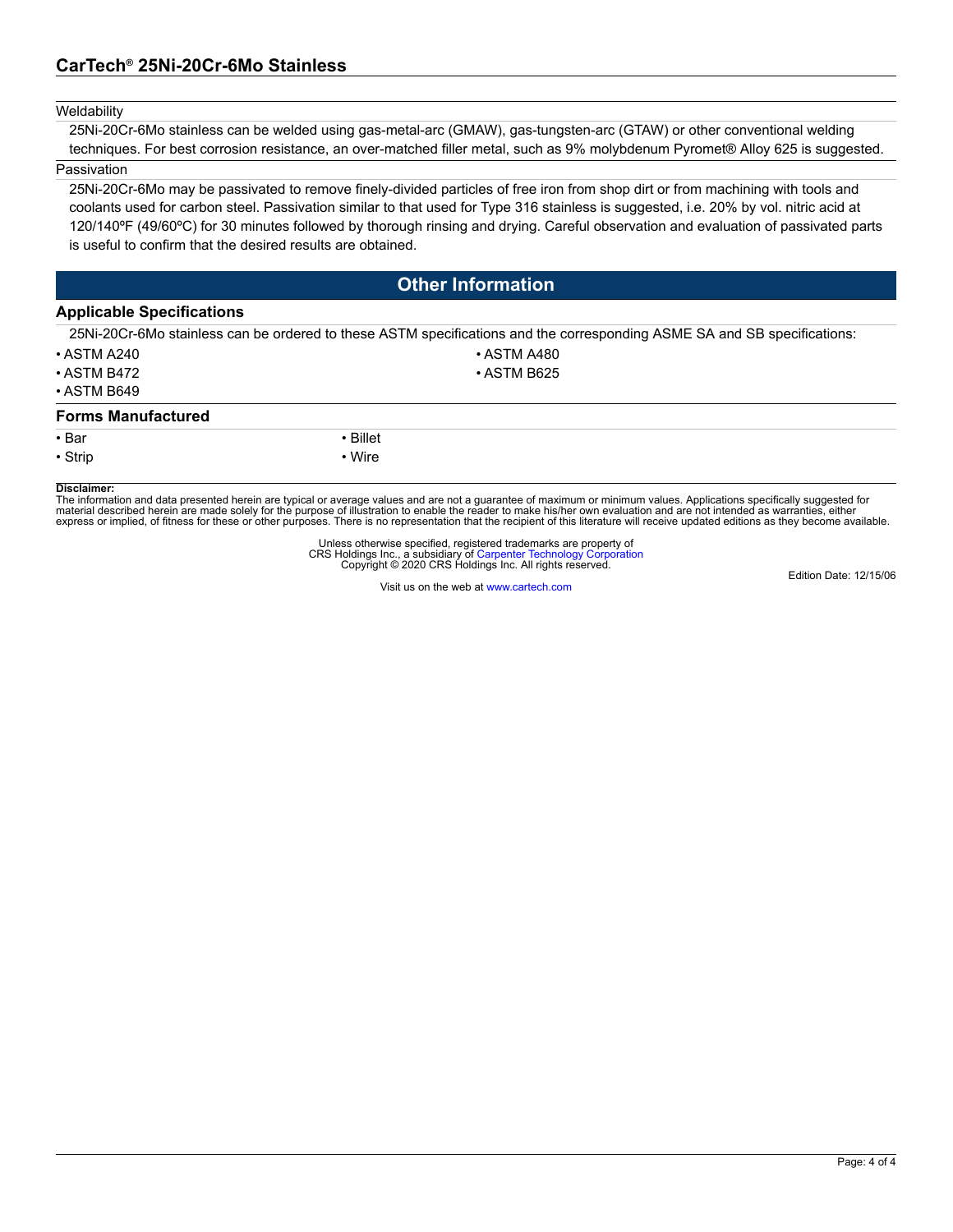### Weldability

25Ni-20Cr-6Mo stainless can be welded using gas-metal-arc (GMAW), gas-tungsten-arc (GTAW) or other conventional welding techniques. For best corrosion resistance, an over-matched filler metal, such as 9% molybdenum Pyromet® Alloy 625 is suggested.

### Passivation

25Ni-20Cr-6Mo may be passivated to remove finely-divided particles of free iron from shop dirt or from machining with tools and coolants used for carbon steel. Passivation similar to that used for Type 316 stainless is suggested, i.e. 20% by vol. nitric acid at 120/140ºF (49/60ºC) for 30 minutes followed by thorough rinsing and drying. Careful observation and evaluation of passivated parts is useful to confirm that the desired results are obtained.

## Other Information

### Applicable Specifications

25Ni-20Cr-6Mo stainless can be ordered to these ASTM specifications and the corresponding ASME SA and SB specifications:

- ASTM A240
- ASTM A480
- ASTM B472
- ASTM B625
- ASTM B649

### Forms Manufactured

- Bar
- Billet
- Strip
- Wire

**Disclaimer:**
The information and data presented herein are typical or average values and are not a guarantee of maximum or minimum values. Applications specifically suggested for material described herein are made solely for the purpose of illustration to enable the reader to make his/her own evaluation and are not intended as warranties, either express or implied, of fitness for these or other purposes. There is no representation that the recipient of this literature will receive updated editions as they become available.

Unless otherwise specified, registered trademarks are property of
CRS Holdings Inc., a subsidiary of Carpenter Technology Corporation
Copyright © 2020 CRS Holdings Inc. All rights reserved.

Edition Date: 12/15/06

Visit us on the web at www.cartech.com